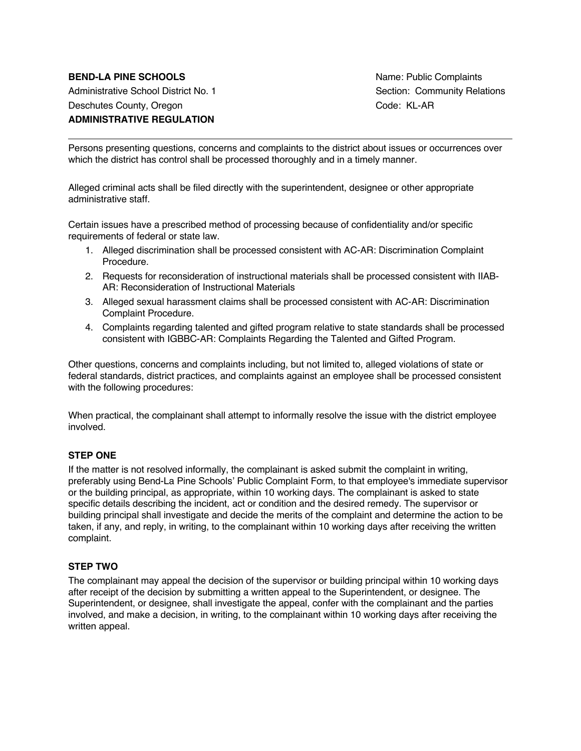**BEND-LA PINE SCHOOLS**
Administrative School District No. 1
Deschutes County, Oregon
**ADMINISTRATIVE REGULATION**

Name: Public Complaints
Section: Community Relations
Code: KL-AR

---

Persons presenting questions, concerns and complaints to the district about issues or occurrences over which the district has control shall be processed thoroughly and in a timely manner.

Alleged criminal acts shall be filed directly with the superintendent, designee or other appropriate administrative staff.

Certain issues have a prescribed method of processing because of confidentiality and/or specific requirements of federal or state law.

1. Alleged discrimination shall be processed consistent with AC-AR: Discrimination Complaint Procedure.
2. Requests for reconsideration of instructional materials shall be processed consistent with IIAB-AR: Reconsideration of Instructional Materials
3. Alleged sexual harassment claims shall be processed consistent with AC-AR: Discrimination Complaint Procedure.
4. Complaints regarding talented and gifted program relative to state standards shall be processed consistent with IGBBC-AR: Complaints Regarding the Talented and Gifted Program.

Other questions, concerns and complaints including, but not limited to, alleged violations of state or federal standards, district practices, and complaints against an employee shall be processed consistent with the following procedures:

When practical, the complainant shall attempt to informally resolve the issue with the district employee involved.

### STEP ONE

If the matter is not resolved informally, the complainant is asked submit the complaint in writing, preferably using Bend-La Pine Schools' Public Complaint Form, to that employee's immediate supervisor or the building principal, as appropriate, within 10 working days. The complainant is asked to state specific details describing the incident, act or condition and the desired remedy. The supervisor or building principal shall investigate and decide the merits of the complaint and determine the action to be taken, if any, and reply, in writing, to the complainant within 10 working days after receiving the written complaint.

### STEP TWO

The complainant may appeal the decision of the supervisor or building principal within 10 working days after receipt of the decision by submitting a written appeal to the Superintendent, or designee. The Superintendent, or designee, shall investigate the appeal, confer with the complainant and the parties involved, and make a decision, in writing, to the complainant within 10 working days after receiving the written appeal.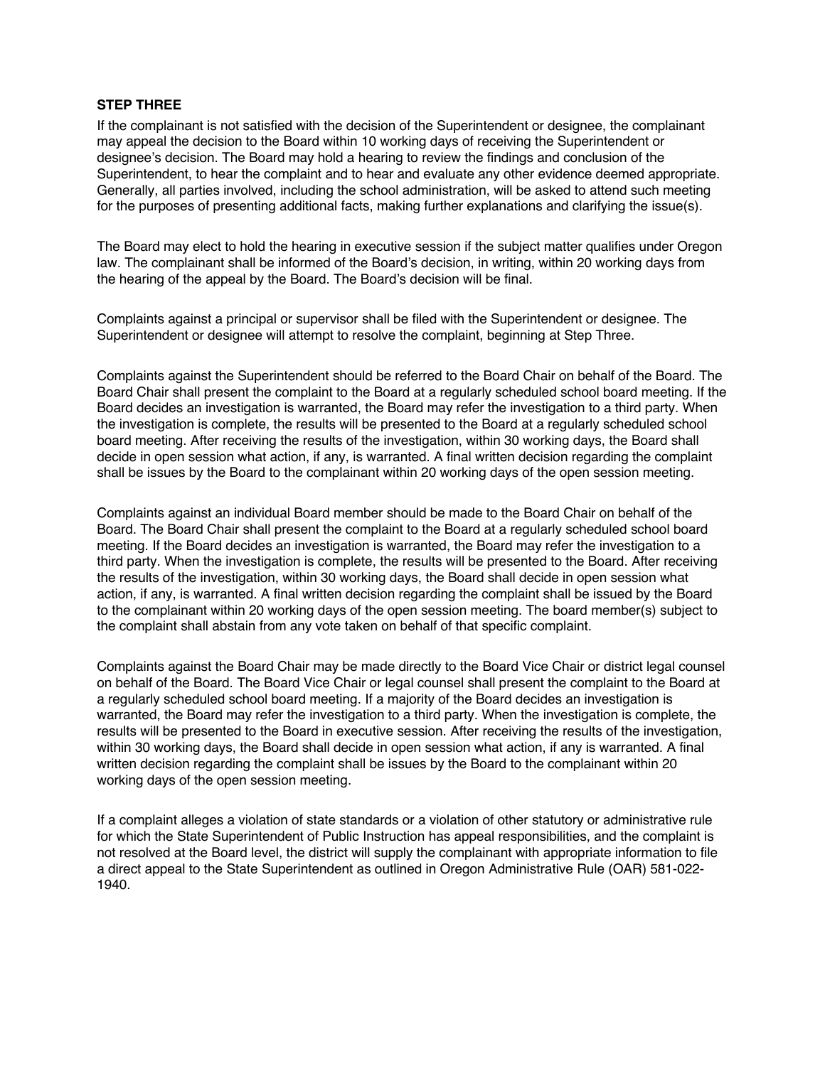**STEP THREE**

If the complainant is not satisfied with the decision of the Superintendent or designee, the complainant may appeal the decision to the Board within 10 working days of receiving the Superintendent or designee's decision. The Board may hold a hearing to review the findings and conclusion of the Superintendent, to hear the complaint and to hear and evaluate any other evidence deemed appropriate. Generally, all parties involved, including the school administration, will be asked to attend such meeting for the purposes of presenting additional facts, making further explanations and clarifying the issue(s).

The Board may elect to hold the hearing in executive session if the subject matter qualifies under Oregon law. The complainant shall be informed of the Board's decision, in writing, within 20 working days from the hearing of the appeal by the Board. The Board's decision will be final.

Complaints against a principal or supervisor shall be filed with the Superintendent or designee. The Superintendent or designee will attempt to resolve the complaint, beginning at Step Three.

Complaints against the Superintendent should be referred to the Board Chair on behalf of the Board. The Board Chair shall present the complaint to the Board at a regularly scheduled school board meeting. If the Board decides an investigation is warranted, the Board may refer the investigation to a third party. When the investigation is complete, the results will be presented to the Board at a regularly scheduled school board meeting. After receiving the results of the investigation, within 30 working days, the Board shall decide in open session what action, if any, is warranted. A final written decision regarding the complaint shall be issues by the Board to the complainant within 20 working days of the open session meeting.

Complaints against an individual Board member should be made to the Board Chair on behalf of the Board. The Board Chair shall present the complaint to the Board at a regularly scheduled school board meeting. If the Board decides an investigation is warranted, the Board may refer the investigation to a third party. When the investigation is complete, the results will be presented to the Board. After receiving the results of the investigation, within 30 working days, the Board shall decide in open session what action, if any, is warranted. A final written decision regarding the complaint shall be issued by the Board to the complainant within 20 working days of the open session meeting. The board member(s) subject to the complaint shall abstain from any vote taken on behalf of that specific complaint.

Complaints against the Board Chair may be made directly to the Board Vice Chair or district legal counsel on behalf of the Board. The Board Vice Chair or legal counsel shall present the complaint to the Board at a regularly scheduled school board meeting. If a majority of the Board decides an investigation is warranted, the Board may refer the investigation to a third party. When the investigation is complete, the results will be presented to the Board in executive session. After receiving the results of the investigation, within 30 working days, the Board shall decide in open session what action, if any is warranted. A final written decision regarding the complaint shall be issues by the Board to the complainant within 20 working days of the open session meeting.

If a complaint alleges a violation of state standards or a violation of other statutory or administrative rule for which the State Superintendent of Public Instruction has appeal responsibilities, and the complaint is not resolved at the Board level, the district will supply the complainant with appropriate information to file a direct appeal to the State Superintendent as outlined in Oregon Administrative Rule (OAR) 581-022-1940.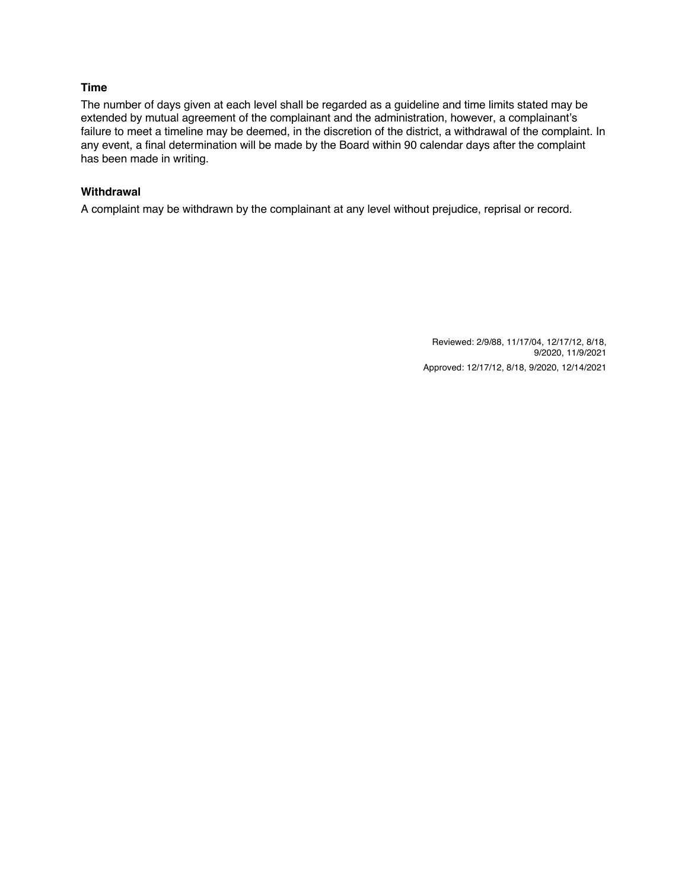**Time**

The number of days given at each level shall be regarded as a guideline and time limits stated may be extended by mutual agreement of the complainant and the administration, however, a complainant's failure to meet a timeline may be deemed, in the discretion of the district, a withdrawal of the complaint. In any event, a final determination will be made by the Board within 90 calendar days after the complaint has been made in writing.

**Withdrawal**

A complaint may be withdrawn by the complainant at any level without prejudice, reprisal or record.

Reviewed: 2/9/88, 11/17/04, 12/17/12, 8/18, 9/2020, 11/9/2021

Approved: 12/17/12, 8/18, 9/2020, 12/14/2021